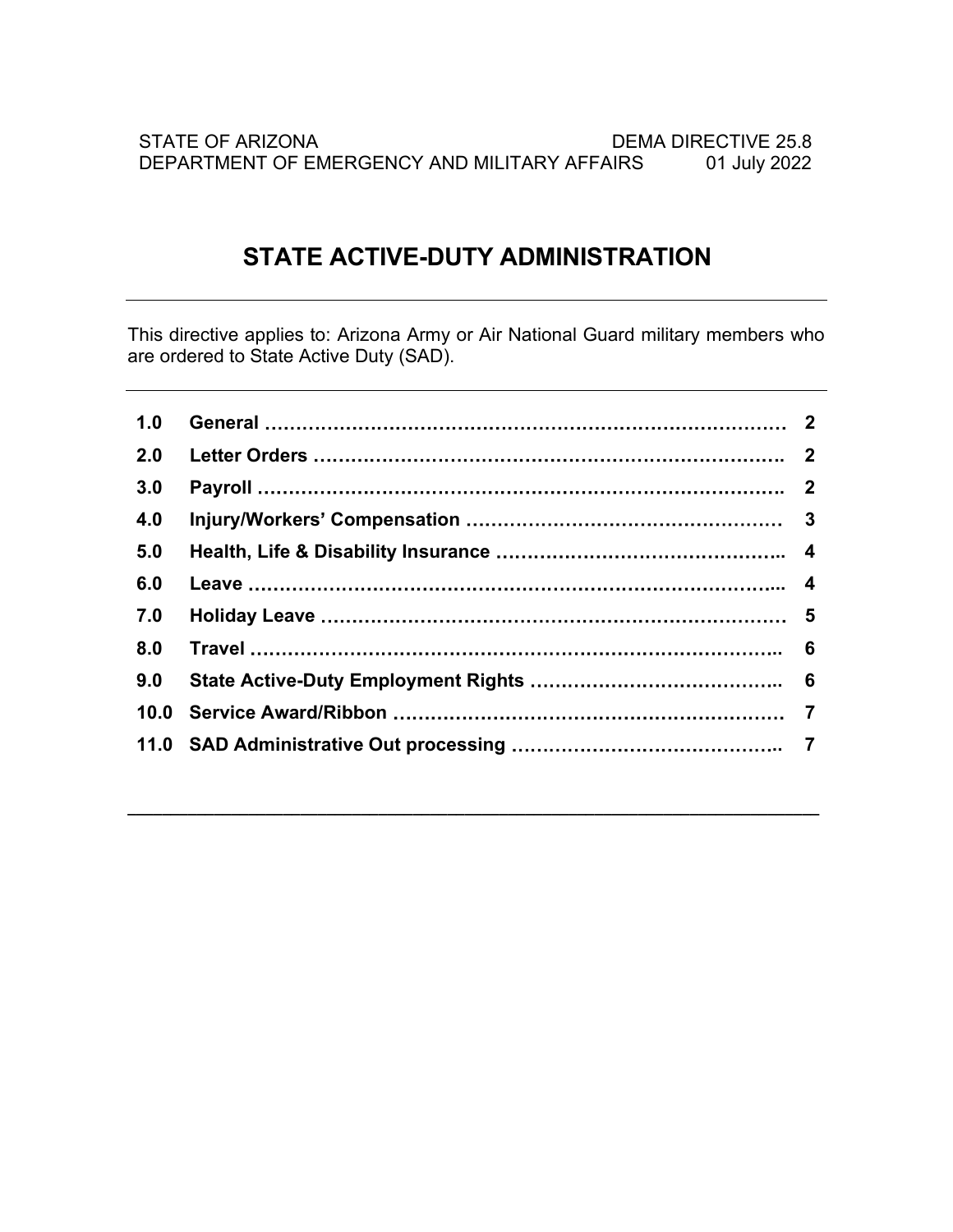STATE OF ARIZONA | DEMA DIRECTIVE 25.8
DEPARTMENT OF EMERGENCY AND MILITARY AFFAIRS | 01 July 2022

# STATE ACTIVE-DUTY ADMINISTRATION

---

This directive applies to: Arizona Army or Air National Guard military members who are ordered to State Active Duty (SAD).

---

| | | |
|---|---|---|
| **1.0** | **General** | **2** |
| **2.0** | **Letter Orders** | **2** |
| **3.0** | **Payroll** | **2** |
| **4.0** | **Injury/Workers' Compensation** | **3** |
| **5.0** | **Health, Life & Disability Insurance** | **4** |
| **6.0** | **Leave** | **4** |
| **7.0** | **Holiday Leave** | **5** |
| **8.0** | **Travel** | **6** |
| **9.0** | **State Active-Duty Employment Rights** | **6** |
| **10.0** | **Service Award/Ribbon** | **7** |
| **11.0** | **SAD Administrative Out processing** | **7** |

---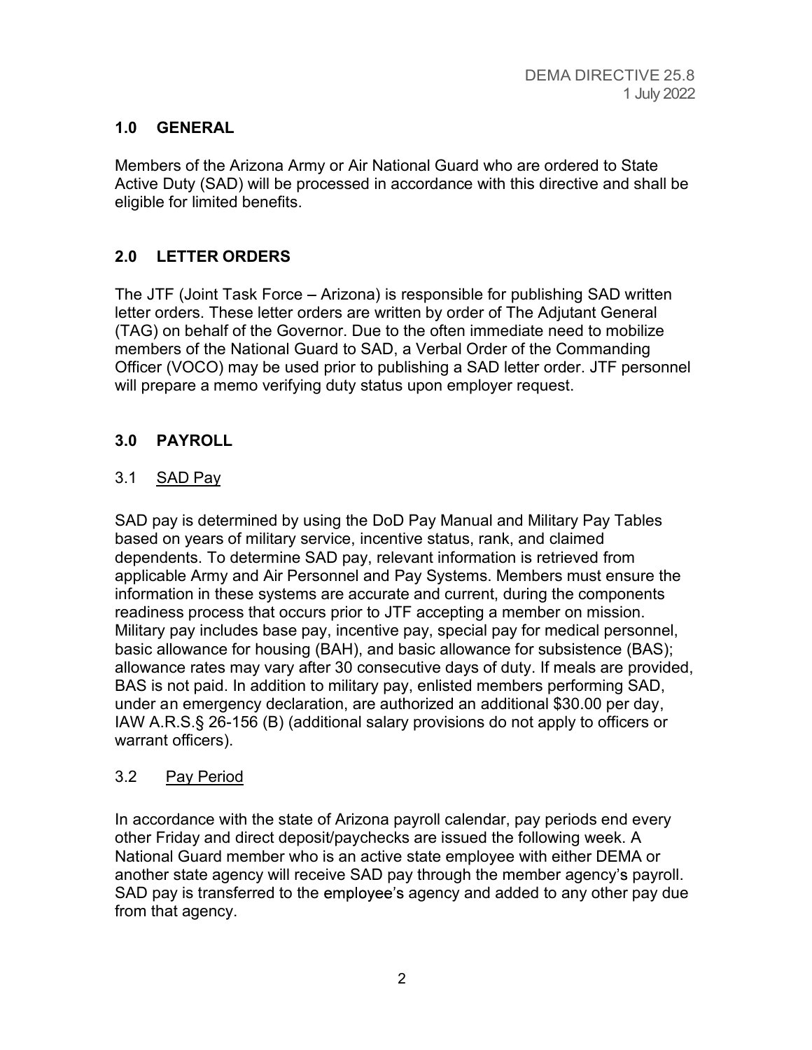## 1.0 GENERAL

Members of the Arizona Army or Air National Guard who are ordered to State Active Duty (SAD) will be processed in accordance with this directive and shall be eligible for limited benefits.

## 2.0 LETTER ORDERS

The JTF (Joint Task Force – Arizona) is responsible for publishing SAD written letter orders. These letter orders are written by order of The Adjutant General (TAG) on behalf of the Governor. Due to the often immediate need to mobilize members of the National Guard to SAD, a Verbal Order of the Commanding Officer (VOCO) may be used prior to publishing a SAD letter order. JTF personnel will prepare a memo verifying duty status upon employer request.

## 3.0 PAYROLL

### 3.1 SAD Pay

SAD pay is determined by using the DoD Pay Manual and Military Pay Tables based on years of military service, incentive status, rank, and claimed dependents. To determine SAD pay, relevant information is retrieved from applicable Army and Air Personnel and Pay Systems. Members must ensure the information in these systems are accurate and current, during the components readiness process that occurs prior to JTF accepting a member on mission. Military pay includes base pay, incentive pay, special pay for medical personnel, basic allowance for housing (BAH), and basic allowance for subsistence (BAS); allowance rates may vary after 30 consecutive days of duty. If meals are provided, BAS is not paid. In addition to military pay, enlisted members performing SAD, under an emergency declaration, are authorized an additional $30.00 per day, IAW A.R.S.§ 26-156 (B) (additional salary provisions do not apply to officers or warrant officers).

### 3.2 Pay Period

In accordance with the state of Arizona payroll calendar, pay periods end every other Friday and direct deposit/paychecks are issued the following week. A National Guard member who is an active state employee with either DEMA or another state agency will receive SAD pay through the member agency's payroll. SAD pay is transferred to the employee's agency and added to any other pay due from that agency.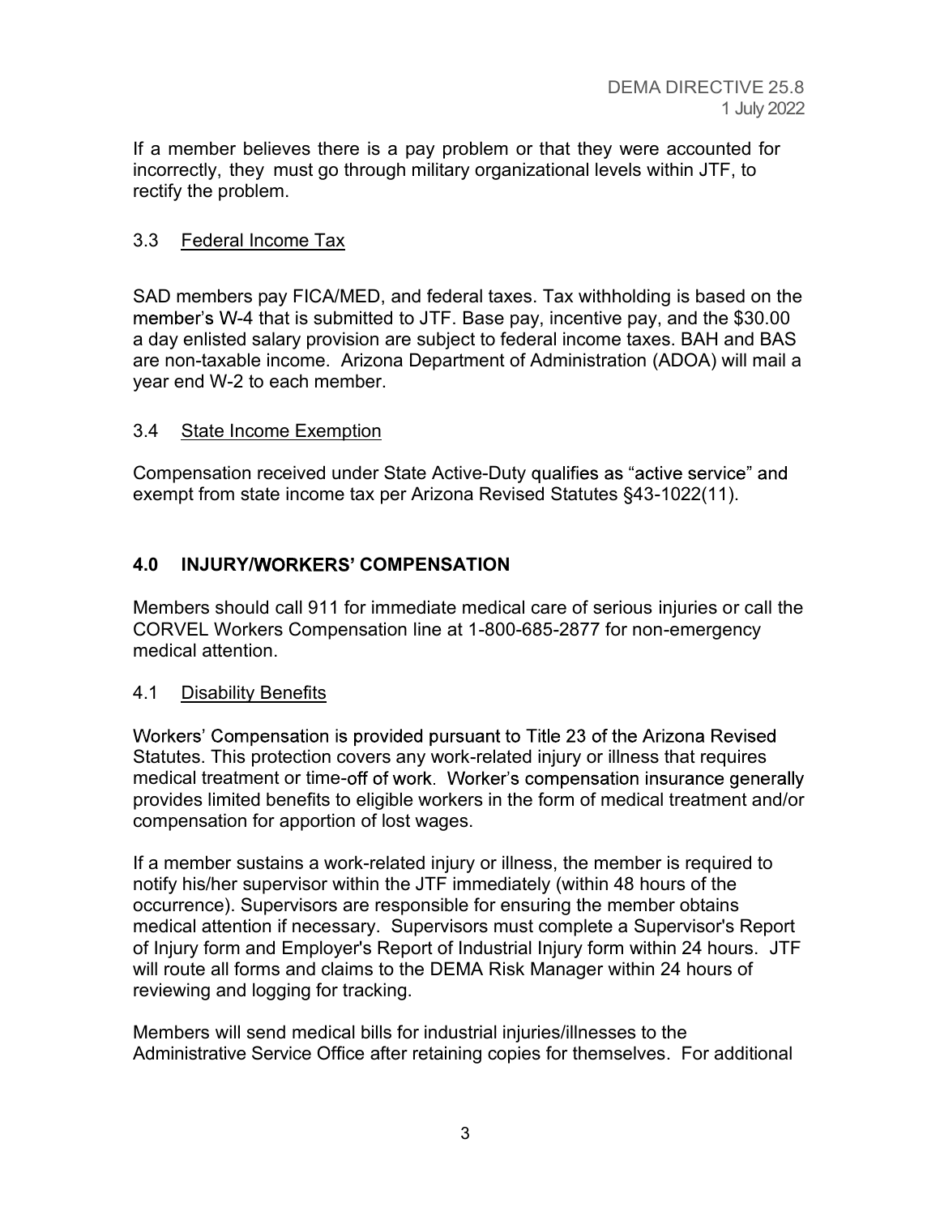If a member believes there is a pay problem or that they were accounted for incorrectly, they must go through military organizational levels within JTF, to rectify the problem.

### 3.3 Federal Income Tax

SAD members pay FICA/MED, and federal taxes. Tax withholding is based on the member's W-4 that is submitted to JTF. Base pay, incentive pay, and the $30.00 a day enlisted salary provision are subject to federal income taxes. BAH and BAS are non-taxable income. Arizona Department of Administration (ADOA) will mail a year end W-2 to each member.

### 3.4 State Income Exemption

Compensation received under State Active-Duty qualifies as "active service" and exempt from state income tax per Arizona Revised Statutes §43-1022(11).

## 4.0 INJURY/WORKERS' COMPENSATION

Members should call 911 for immediate medical care of serious injuries or call the CORVEL Workers Compensation line at 1-800-685-2877 for non-emergency medical attention.

### 4.1 Disability Benefits

Workers' Compensation is provided pursuant to Title 23 of the Arizona Revised Statutes. This protection covers any work-related injury or illness that requires medical treatment or time-off of work. Worker's compensation insurance generally provides limited benefits to eligible workers in the form of medical treatment and/or compensation for apportion of lost wages.

If a member sustains a work-related injury or illness, the member is required to notify his/her supervisor within the JTF immediately (within 48 hours of the occurrence). Supervisors are responsible for ensuring the member obtains medical attention if necessary. Supervisors must complete a Supervisor's Report of Injury form and Employer's Report of Industrial Injury form within 24 hours. JTF will route all forms and claims to the DEMA Risk Manager within 24 hours of reviewing and logging for tracking.

Members will send medical bills for industrial injuries/illnesses to the Administrative Service Office after retaining copies for themselves. For additional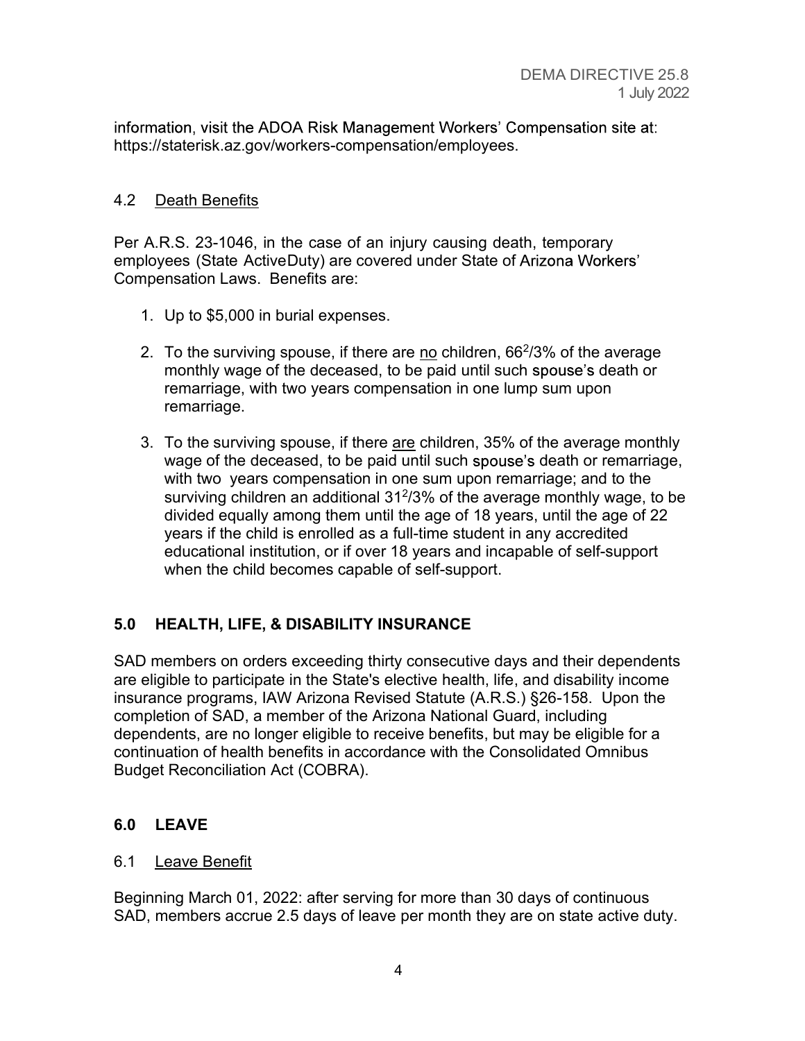information, visit the ADOA Risk Management Workers' Compensation site at: https://staterisk.az.gov/workers-compensation/employees.

### 4.2 <u>Death Benefits</u>

Per A.R.S. 23-1046, in the case of an injury causing death, temporary employees (State ActiveDuty) are covered under State of Arizona Workers' Compensation Laws. Benefits are:

1. Up to $5,000 in burial expenses.

2. To the surviving spouse, if there are <u>no</u> children, $66^2/3$% of the average monthly wage of the deceased, to be paid until such spouse's death or remarriage, with two years compensation in one lump sum upon remarriage.

3. To the surviving spouse, if there <u>are</u> children, 35% of the average monthly wage of the deceased, to be paid until such spouse's death or remarriage, with two years compensation in one sum upon remarriage; and to the surviving children an additional $31^2/3$% of the average monthly wage, to be divided equally among them until the age of 18 years, until the age of 22 years if the child is enrolled as a full-time student in any accredited educational institution, or if over 18 years and incapable of self-support when the child becomes capable of self-support.

## 5.0 HEALTH, LIFE, & DISABILITY INSURANCE

SAD members on orders exceeding thirty consecutive days and their dependents are eligible to participate in the State's elective health, life, and disability income insurance programs, IAW Arizona Revised Statute (A.R.S.) §26-158. Upon the completion of SAD, a member of the Arizona National Guard, including dependents, are no longer eligible to receive benefits, but may be eligible for a continuation of health benefits in accordance with the Consolidated Omnibus Budget Reconciliation Act (COBRA).

## 6.0 LEAVE

### 6.1 <u>Leave Benefit</u>

Beginning March 01, 2022: after serving for more than 30 days of continuous SAD, members accrue 2.5 days of leave per month they are on state active duty.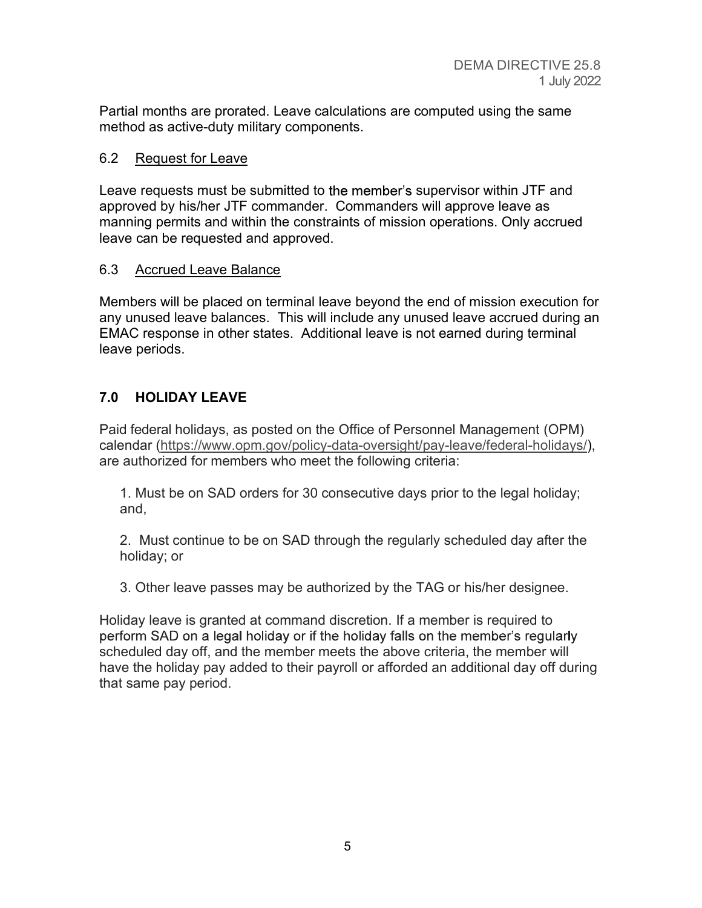Partial months are prorated. Leave calculations are computed using the same method as active-duty military components.

### 6.2 Request for Leave

Leave requests must be submitted to the member's supervisor within JTF and approved by his/her JTF commander. Commanders will approve leave as manning permits and within the constraints of mission operations. Only accrued leave can be requested and approved.

### 6.3 Accrued Leave Balance

Members will be placed on terminal leave beyond the end of mission execution for any unused leave balances. This will include any unused leave accrued during an EMAC response in other states. Additional leave is not earned during terminal leave periods.

## 7.0 HOLIDAY LEAVE

Paid federal holidays, as posted on the Office of Personnel Management (OPM) calendar (https://www.opm.gov/policy-data-oversight/pay-leave/federal-holidays/), are authorized for members who meet the following criteria:

1. Must be on SAD orders for 30 consecutive days prior to the legal holiday; and,

2. Must continue to be on SAD through the regularly scheduled day after the holiday; or

3. Other leave passes may be authorized by the TAG or his/her designee.

Holiday leave is granted at command discretion. If a member is required to perform SAD on a legal holiday or if the holiday falls on the member's regularly scheduled day off, and the member meets the above criteria, the member will have the holiday pay added to their payroll or afforded an additional day off during that same pay period.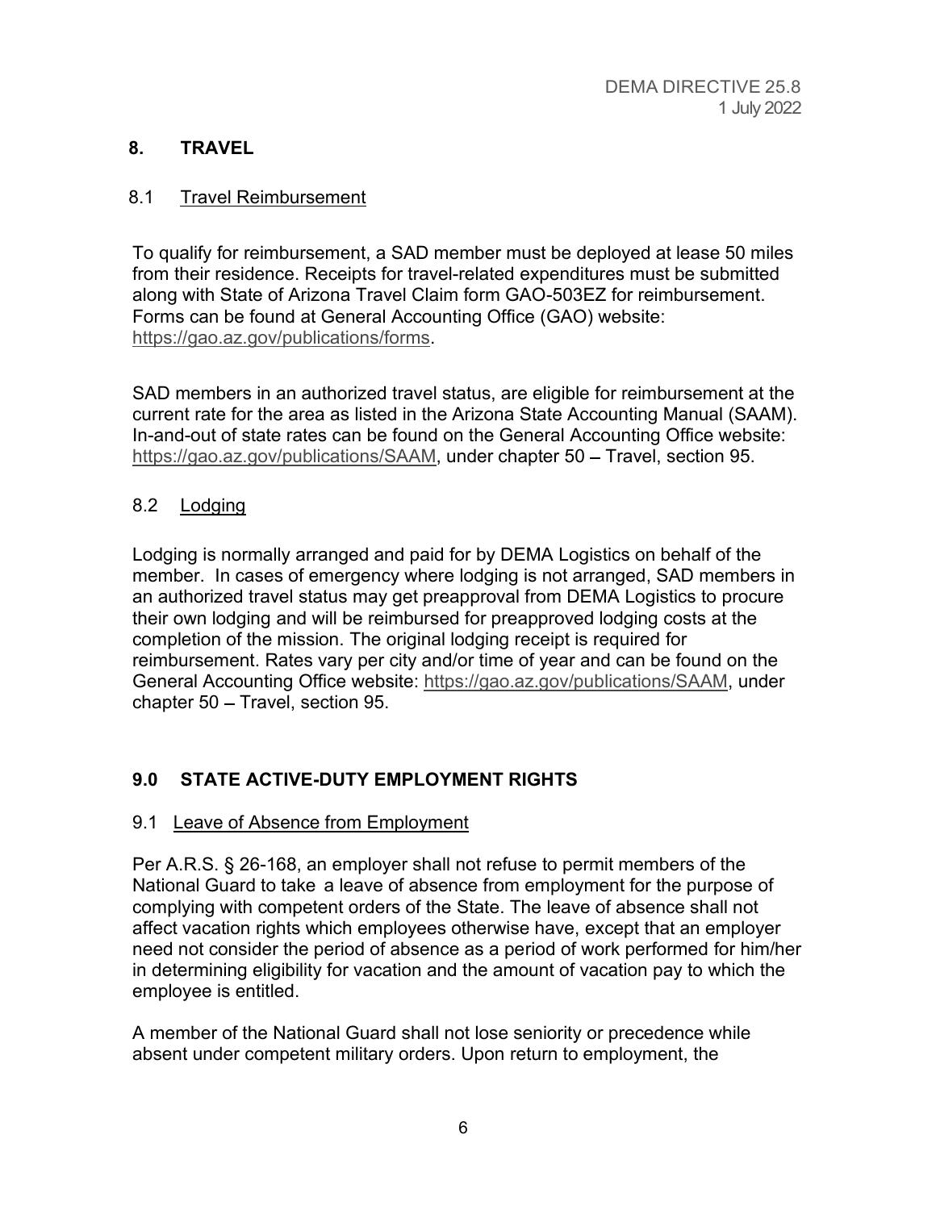## 8. TRAVEL

### 8.1 Travel Reimbursement

To qualify for reimbursement, a SAD member must be deployed at lease 50 miles from their residence. Receipts for travel-related expenditures must be submitted along with State of Arizona Travel Claim form GAO-503EZ for reimbursement. Forms can be found at General Accounting Office (GAO) website: https://gao.az.gov/publications/forms.

SAD members in an authorized travel status, are eligible for reimbursement at the current rate for the area as listed in the Arizona State Accounting Manual (SAAM). In-and-out of state rates can be found on the General Accounting Office website: https://gao.az.gov/publications/SAAM, under chapter 50 – Travel, section 95.

### 8.2 Lodging

Lodging is normally arranged and paid for by DEMA Logistics on behalf of the member. In cases of emergency where lodging is not arranged, SAD members in an authorized travel status may get preapproval from DEMA Logistics to procure their own lodging and will be reimbursed for preapproved lodging costs at the completion of the mission. The original lodging receipt is required for reimbursement. Rates vary per city and/or time of year and can be found on the General Accounting Office website: https://gao.az.gov/publications/SAAM, under chapter 50 – Travel, section 95.

## 9.0 STATE ACTIVE-DUTY EMPLOYMENT RIGHTS

### 9.1 Leave of Absence from Employment

Per A.R.S. § 26-168, an employer shall not refuse to permit members of the National Guard to take a leave of absence from employment for the purpose of complying with competent orders of the State. The leave of absence shall not affect vacation rights which employees otherwise have, except that an employer need not consider the period of absence as a period of work performed for him/her in determining eligibility for vacation and the amount of vacation pay to which the employee is entitled.

A member of the National Guard shall not lose seniority or precedence while absent under competent military orders. Upon return to employment, the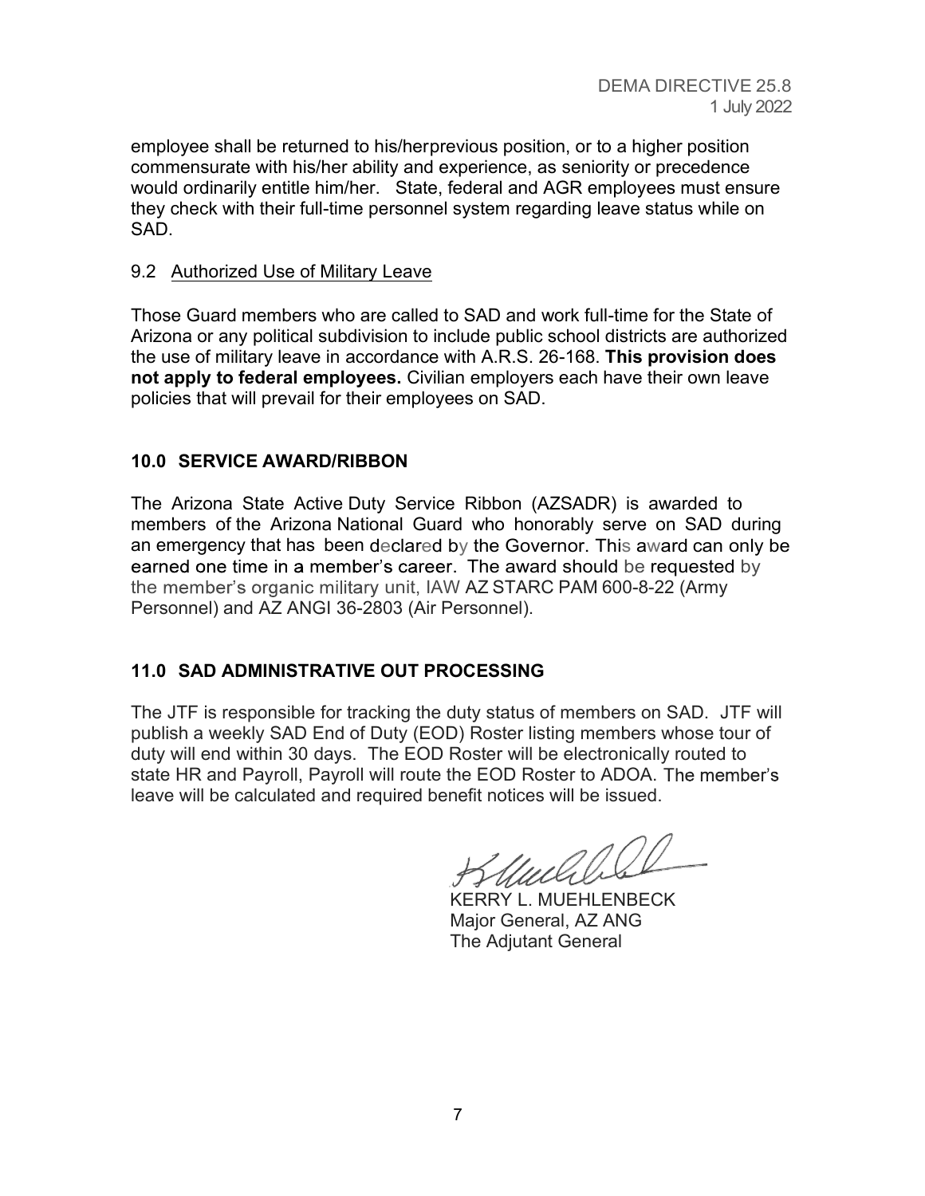employee shall be returned to his/herprevious position, or to a higher position commensurate with his/her ability and experience, as seniority or precedence would ordinarily entitle him/her. State, federal and AGR employees must ensure they check with their full-time personnel system regarding leave status while on SAD.

### 9.2 Authorized Use of Military Leave

Those Guard members who are called to SAD and work full-time for the State of Arizona or any political subdivision to include public school districts are authorized the use of military leave in accordance with A.R.S. 26-168. **This provision does not apply to federal employees.** Civilian employers each have their own leave policies that will prevail for their employees on SAD.

## 10.0 SERVICE AWARD/RIBBON

The Arizona State Active Duty Service Ribbon (AZSADR) is awarded to members of the Arizona National Guard who honorably serve on SAD during an emergency that has been declared by the Governor. This award can only be earned one time in a member's career. The award should be requested by the member's organic military unit, IAW AZ STARC PAM 600-8-22 (Army Personnel) and AZ ANGI 36-2803 (Air Personnel).

## 11.0 SAD ADMINISTRATIVE OUT PROCESSING

The JTF is responsible for tracking the duty status of members on SAD. JTF will publish a weekly SAD End of Duty (EOD) Roster listing members whose tour of duty will end within 30 days. The EOD Roster will be electronically routed to state HR and Payroll, Payroll will route the EOD Roster to ADOA. The member's leave will be calculated and required benefit notices will be issued.

KERRY L. MUEHLENBECK
Major General, AZ ANG
The Adjutant General